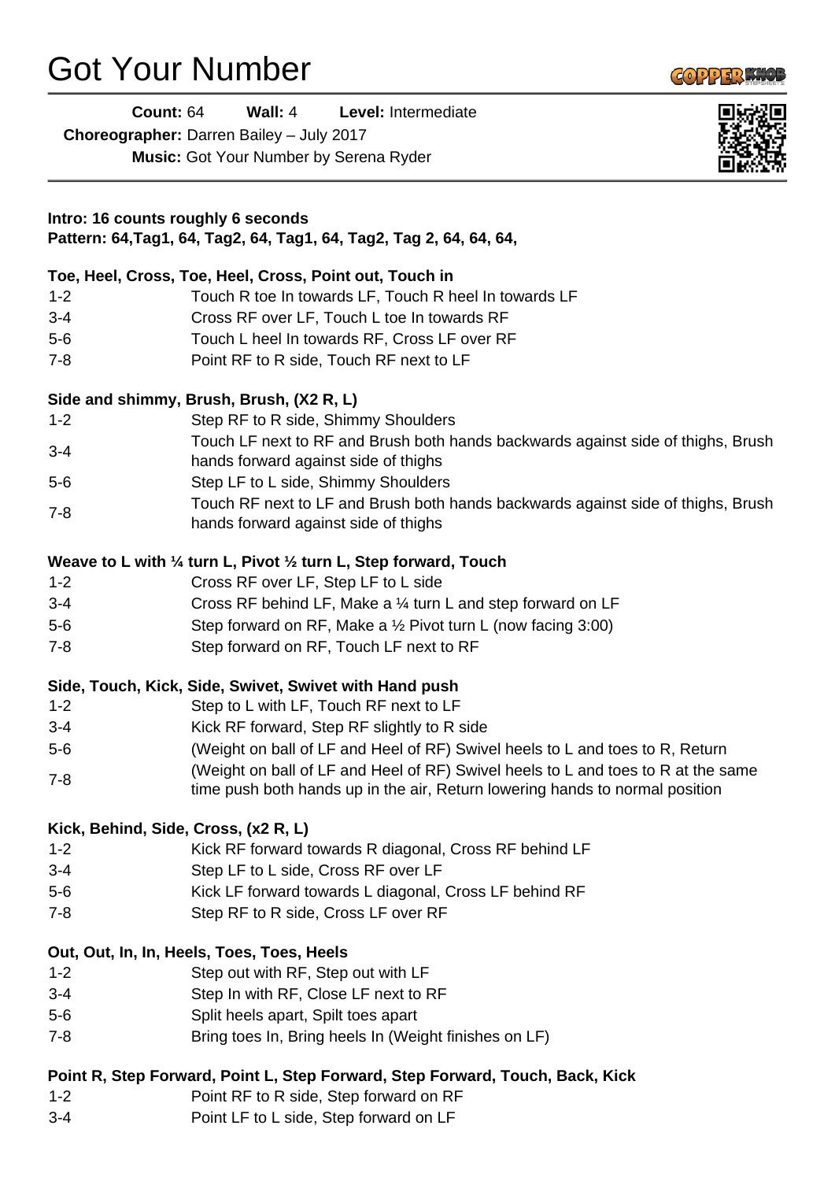# Got Your Number

**Count:** 64 **Wall:** 4 **Level:** Intermediate

**Choreographer:** Darren Bailey – July 2017

**Music:** Got Your Number by Serena Ryder

---

**Intro: 16 counts roughly 6 seconds**

**Pattern: 64,Tag1, 64, Tag2, 64, Tag1, 64, Tag2, Tag 2, 64, 64, 64,**

**Toe, Heel, Cross, Toe, Heel, Cross, Point out, Touch in**

| | |
|---|---|
| 1-2 | Touch R toe In towards LF, Touch R heel In towards LF |
| 3-4 | Cross RF over LF, Touch L toe In towards RF |
| 5-6 | Touch L heel In towards RF, Cross LF over RF |
| 7-8 | Point RF to R side, Touch RF next to LF |

**Side and shimmy, Brush, Brush, (X2 R, L)**

| | |
|---|---|
| 1-2 | Step RF to R side, Shimmy Shoulders |
| 3-4 | Touch LF next to RF and Brush both hands backwards against side of thighs, Brush hands forward against side of thighs |
| 5-6 | Step LF to L side, Shimmy Shoulders |
| 7-8 | Touch RF next to LF and Brush both hands backwards against side of thighs, Brush hands forward against side of thighs |

**Weave to L with ¼ turn L, Pivot ½ turn L, Step forward, Touch**

| | |
|---|---|
| 1-2 | Cross RF over LF, Step LF to L side |
| 3-4 | Cross RF behind LF, Make a ¼ turn L and step forward on LF |
| 5-6 | Step forward on RF, Make a ½ Pivot turn L (now facing 3:00) |
| 7-8 | Step forward on RF, Touch LF next to RF |

**Side, Touch, Kick, Side, Swivet, Swivet with Hand push**

| | |
|---|---|
| 1-2 | Step to L with LF, Touch RF next to LF |
| 3-4 | Kick RF forward, Step RF slightly to R side |
| 5-6 | (Weight on ball of LF and Heel of RF) Swivel heels to L and toes to R, Return |
| 7-8 | (Weight on ball of LF and Heel of RF) Swivel heels to L and toes to R at the same time push both hands up in the air, Return lowering hands to normal position |

**Kick, Behind, Side, Cross, (x2 R, L)**

| | |
|---|---|
| 1-2 | Kick RF forward towards R diagonal, Cross RF behind LF |
| 3-4 | Step LF to L side, Cross RF over LF |
| 5-6 | Kick LF forward towards L diagonal, Cross LF behind RF |
| 7-8 | Step RF to R side, Cross LF over RF |

**Out, Out, In, In, Heels, Toes, Toes, Heels**

| | |
|---|---|
| 1-2 | Step out with RF, Step out with LF |
| 3-4 | Step In with RF, Close LF next to RF |
| 5-6 | Split heels apart, Spilt toes apart |
| 7-8 | Bring toes In, Bring heels In (Weight finishes on LF) |

**Point R, Step Forward, Point L, Step Forward, Step Forward, Touch, Back, Kick**

| | |
|---|---|
| 1-2 | Point RF to R side, Step forward on RF |
| 3-4 | Point LF to L side, Step forward on LF |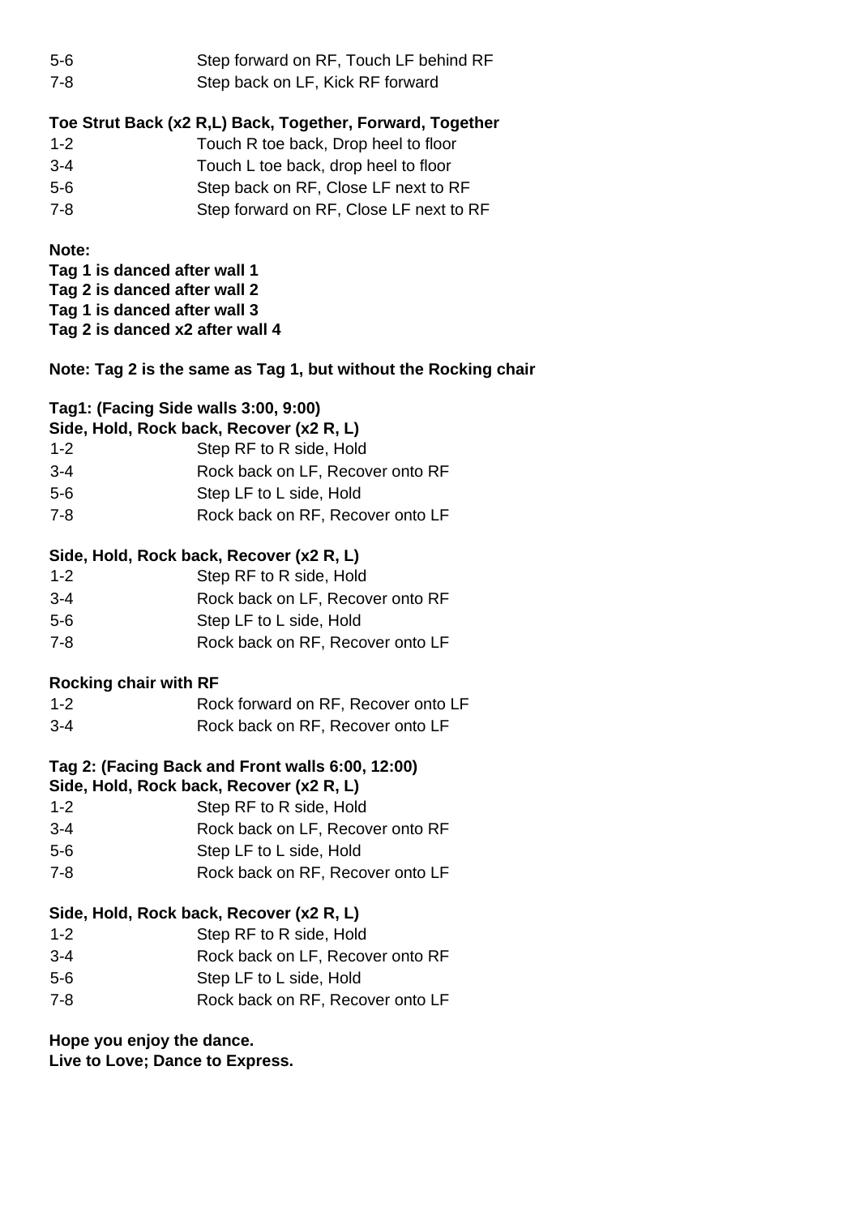| | |
|---|---|
| 5-6 | Step forward on RF, Touch LF behind RF |
| 7-8 | Step back on LF, Kick RF forward |

**Toe Strut Back (x2 R,L) Back, Together, Forward, Together**

| | |
|---|---|
| 1-2 | Touch R toe back, Drop heel to floor |
| 3-4 | Touch L toe back, drop heel to floor |
| 5-6 | Step back on RF, Close LF next to RF |
| 7-8 | Step forward on RF, Close LF next to RF |

**Note:**
**Tag 1 is danced after wall 1**
**Tag 2 is danced after wall 2**
**Tag 1 is danced after wall 3**
**Tag 2 is danced x2 after wall 4**

**Note: Tag 2 is the same as Tag 1, but without the Rocking chair**

**Tag1: (Facing Side walls 3:00, 9:00)**
**Side, Hold, Rock back, Recover (x2 R, L)**

| | |
|---|---|
| 1-2 | Step RF to R side, Hold |
| 3-4 | Rock back on LF, Recover onto RF |
| 5-6 | Step LF to L side, Hold |
| 7-8 | Rock back on RF, Recover onto LF |

**Side, Hold, Rock back, Recover (x2 R, L)**

| | |
|---|---|
| 1-2 | Step RF to R side, Hold |
| 3-4 | Rock back on LF, Recover onto RF |
| 5-6 | Step LF to L side, Hold |
| 7-8 | Rock back on RF, Recover onto LF |

**Rocking chair with RF**

| | |
|---|---|
| 1-2 | Rock forward on RF, Recover onto LF |
| 3-4 | Rock back on RF, Recover onto LF |

**Tag 2: (Facing Back and Front walls 6:00, 12:00)**
**Side, Hold, Rock back, Recover (x2 R, L)**

| | |
|---|---|
| 1-2 | Step RF to R side, Hold |
| 3-4 | Rock back on LF, Recover onto RF |
| 5-6 | Step LF to L side, Hold |
| 7-8 | Rock back on RF, Recover onto LF |

**Side, Hold, Rock back, Recover (x2 R, L)**

| | |
|---|---|
| 1-2 | Step RF to R side, Hold |
| 3-4 | Rock back on LF, Recover onto RF |
| 5-6 | Step LF to L side, Hold |
| 7-8 | Rock back on RF, Recover onto LF |

**Hope you enjoy the dance.**
**Live to Love; Dance to Express.**